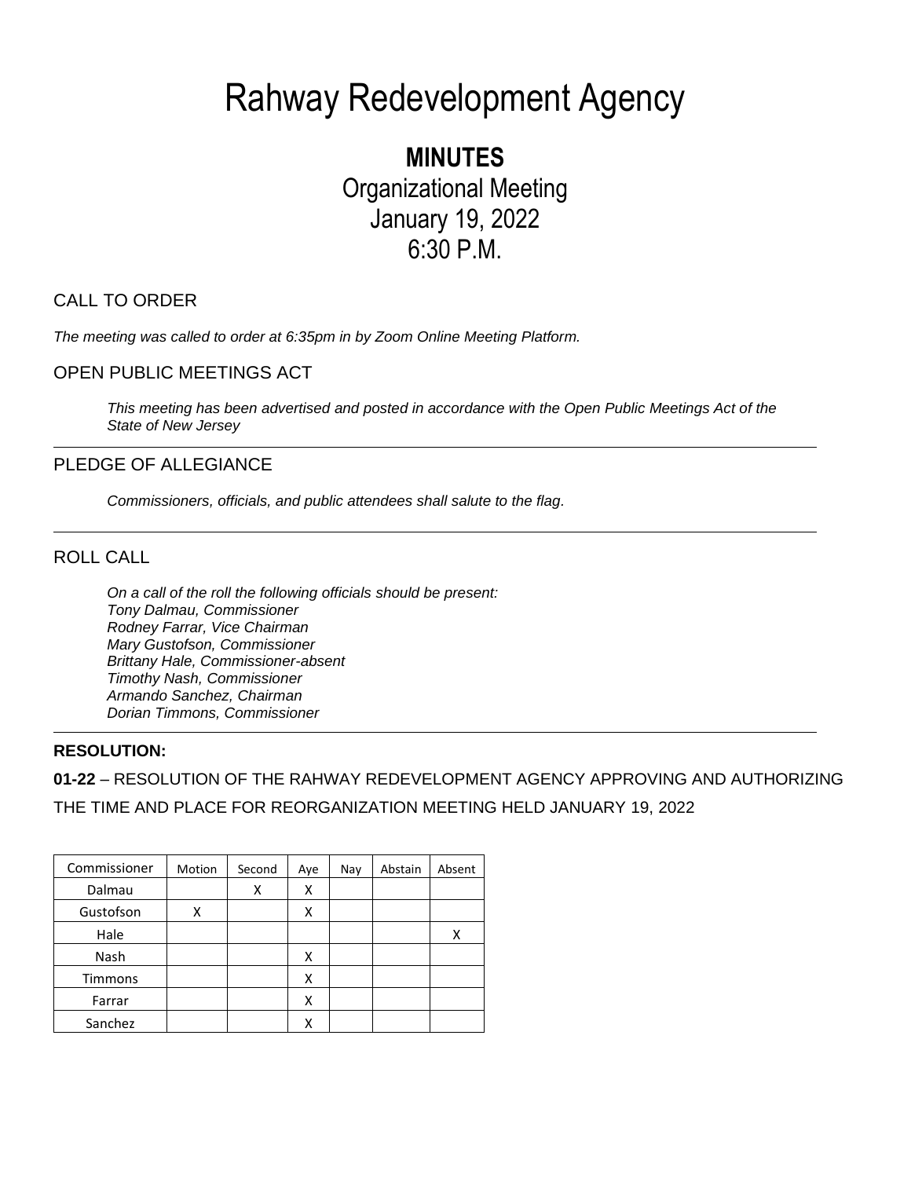# Rahway Redevelopment Agency

## MINUTES

Organizational Meeting
January 19, 2022
6:30 P.M.

## CALL TO ORDER

*The meeting was called to order at 6:35pm in by Zoom Online Meeting Platform.*

## OPEN PUBLIC MEETINGS ACT

*This meeting has been advertised and posted in accordance with the Open Public Meetings Act of the State of New Jersey*

## PLEDGE OF ALLEGIANCE

*Commissioners, officials, and public attendees shall salute to the flag.*

## ROLL CALL

*On a call of the roll the following officials should be present:*
*Tony Dalmau, Commissioner*
*Rodney Farrar, Vice Chairman*
*Mary Gustofson, Commissioner*
*Brittany Hale, Commissioner-absent*
*Timothy Nash, Commissioner*
*Armando Sanchez, Chairman*
*Dorian Timmons, Commissioner*

**RESOLUTION:**

**01-22** – RESOLUTION OF THE RAHWAY REDEVELOPMENT AGENCY APPROVING AND AUTHORIZING THE TIME AND PLACE FOR REORGANIZATION MEETING HELD JANUARY 19, 2022

| Commissioner | Motion | Second | Aye | Nay | Abstain | Absent |
|---|---|---|---|---|---|---|
| Dalmau | | X | X | | | |
| Gustofson | X | | X | | | |
| Hale | | | | | | X |
| Nash | | | X | | | |
| Timmons | | | X | | | |
| Farrar | | | X | | | |
| Sanchez | | | X | | | |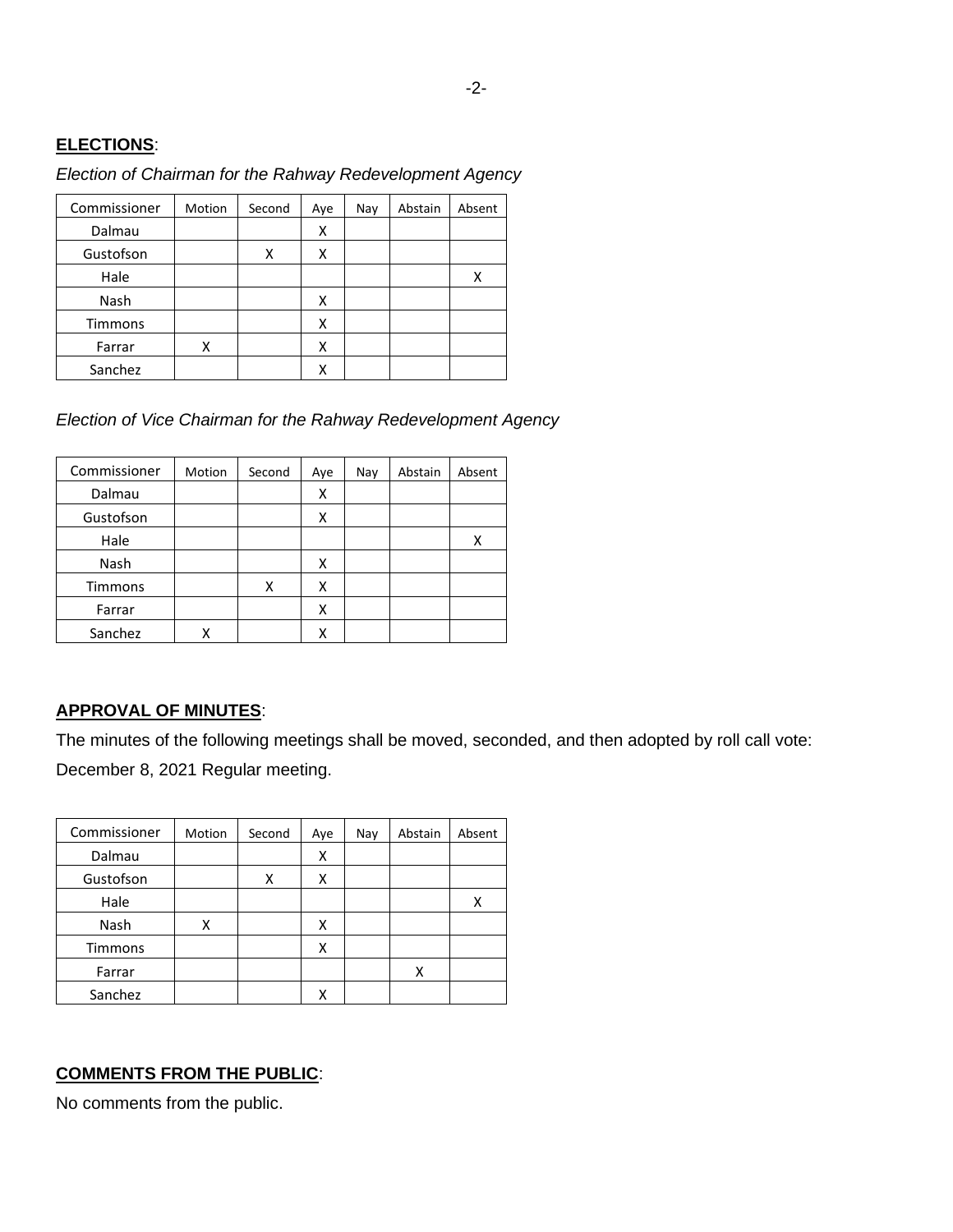**ELECTIONS**:

*Election of Chairman for the Rahway Redevelopment Agency*

| Commissioner | Motion | Second | Aye | Nay | Abstain | Absent |
| --- | --- | --- | --- | --- | --- | --- |
| Dalmau | | | X | | | |
| Gustofson | | X | X | | | |
| Hale | | | | | | X |
| Nash | | | X | | | |
| Timmons | | | X | | | |
| Farrar | X | | X | | | |
| Sanchez | | | X | | | |

*Election of Vice Chairman for the Rahway Redevelopment Agency*

| Commissioner | Motion | Second | Aye | Nay | Abstain | Absent |
| --- | --- | --- | --- | --- | --- | --- |
| Dalmau | | | X | | | |
| Gustofson | | | X | | | |
| Hale | | | | | | X |
| Nash | | | X | | | |
| Timmons | | X | X | | | |
| Farrar | | | X | | | |
| Sanchez | X | | X | | | |

**APPROVAL OF MINUTES**:

The minutes of the following meetings shall be moved, seconded, and then adopted by roll call vote:
December 8, 2021 Regular meeting.

| Commissioner | Motion | Second | Aye | Nay | Abstain | Absent |
| --- | --- | --- | --- | --- | --- | --- |
| Dalmau | | | X | | | |
| Gustofson | | X | X | | | |
| Hale | | | | | | X |
| Nash | X | | X | | | |
| Timmons | | | X | | | |
| Farrar | | | | | X | |
| Sanchez | | | X | | | |

**COMMENTS FROM THE PUBLIC**:

No comments from the public.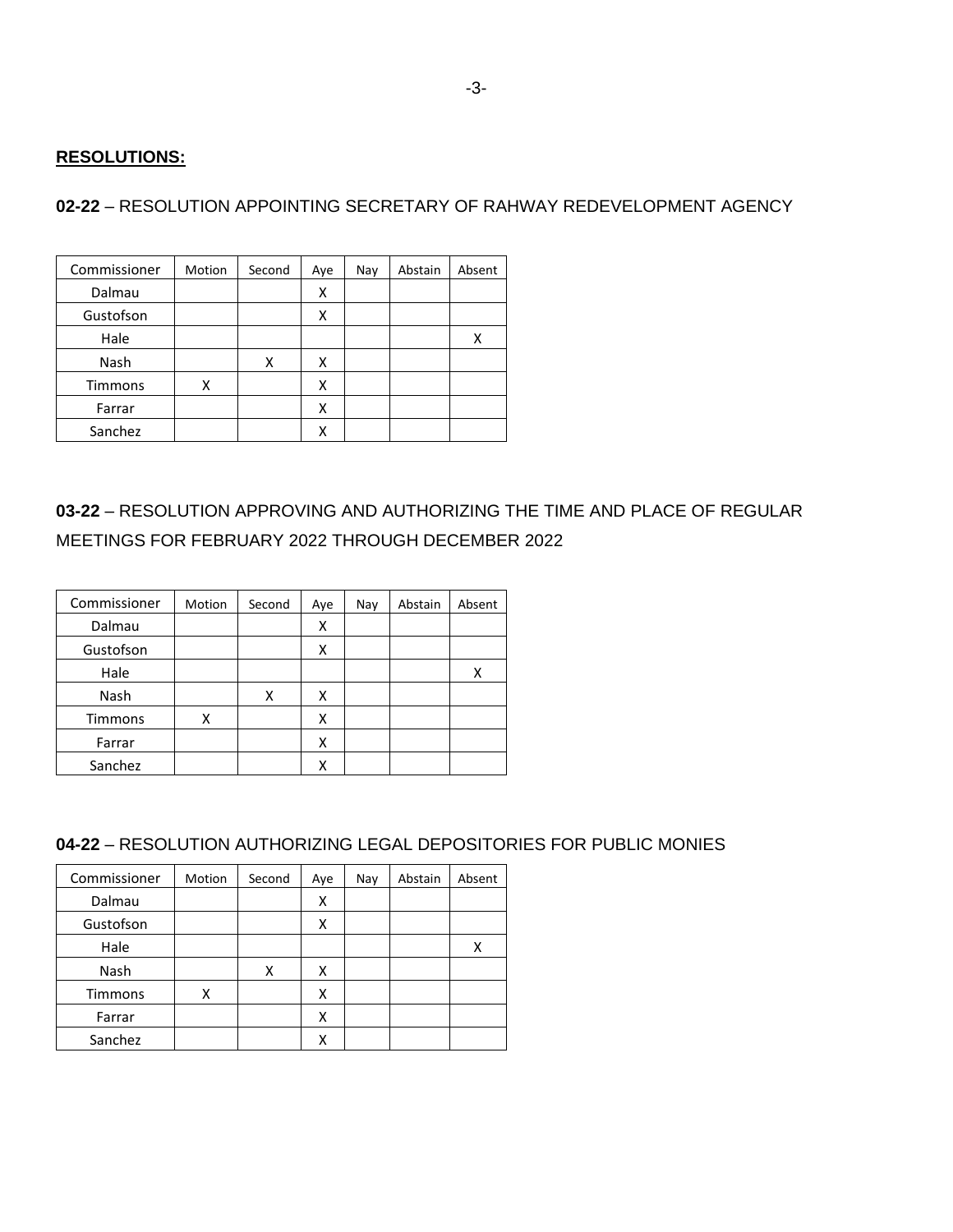## RESOLUTIONS:

**02-22** – RESOLUTION APPOINTING SECRETARY OF RAHWAY REDEVELOPMENT AGENCY

| Commissioner | Motion | Second | Aye | Nay | Abstain | Absent |
|---|---|---|---|---|---|---|
| Dalmau | | | X | | | |
| Gustofson | | | X | | | |
| Hale | | | | | | X |
| Nash | | X | X | | | |
| Timmons | X | | X | | | |
| Farrar | | | X | | | |
| Sanchez | | | X | | | |

**03-22** – RESOLUTION APPROVING AND AUTHORIZING THE TIME AND PLACE OF REGULAR MEETINGS FOR FEBRUARY 2022 THROUGH DECEMBER 2022

| Commissioner | Motion | Second | Aye | Nay | Abstain | Absent |
|---|---|---|---|---|---|---|
| Dalmau | | | X | | | |
| Gustofson | | | X | | | |
| Hale | | | | | | X |
| Nash | | X | X | | | |
| Timmons | X | | X | | | |
| Farrar | | | X | | | |
| Sanchez | | | X | | | |

**04-22** – RESOLUTION AUTHORIZING LEGAL DEPOSITORIES FOR PUBLIC MONIES

| Commissioner | Motion | Second | Aye | Nay | Abstain | Absent |
|---|---|---|---|---|---|---|
| Dalmau | | | X | | | |
| Gustofson | | | X | | | |
| Hale | | | | | | X |
| Nash | | X | X | | | |
| Timmons | X | | X | | | |
| Farrar | | | X | | | |
| Sanchez | | | X | | | |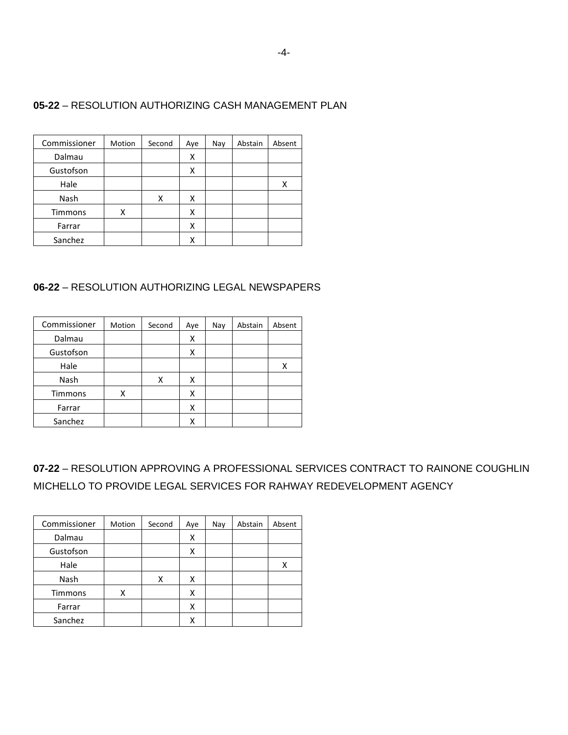**05-22** – RESOLUTION AUTHORIZING CASH MANAGEMENT PLAN

| Commissioner | Motion | Second | Aye | Nay | Abstain | Absent |
|---|---|---|---|---|---|---|
| Dalmau | | | X | | | |
| Gustofson | | | X | | | |
| Hale | | | | | | X |
| Nash | | X | X | | | |
| Timmons | X | | X | | | |
| Farrar | | | X | | | |
| Sanchez | | | X | | | |

**06-22** – RESOLUTION AUTHORIZING LEGAL NEWSPAPERS

| Commissioner | Motion | Second | Aye | Nay | Abstain | Absent |
|---|---|---|---|---|---|---|
| Dalmau | | | X | | | |
| Gustofson | | | X | | | |
| Hale | | | | | | X |
| Nash | | X | X | | | |
| Timmons | X | | X | | | |
| Farrar | | | X | | | |
| Sanchez | | | X | | | |

**07-22** – RESOLUTION APPROVING A PROFESSIONAL SERVICES CONTRACT TO RAINONE COUGHLIN MICHELLO TO PROVIDE LEGAL SERVICES FOR RAHWAY REDEVELOPMENT AGENCY

| Commissioner | Motion | Second | Aye | Nay | Abstain | Absent |
|---|---|---|---|---|---|---|
| Dalmau | | | X | | | |
| Gustofson | | | X | | | |
| Hale | | | | | | X |
| Nash | | X | X | | | |
| Timmons | X | | X | | | |
| Farrar | | | X | | | |
| Sanchez | | | X | | | |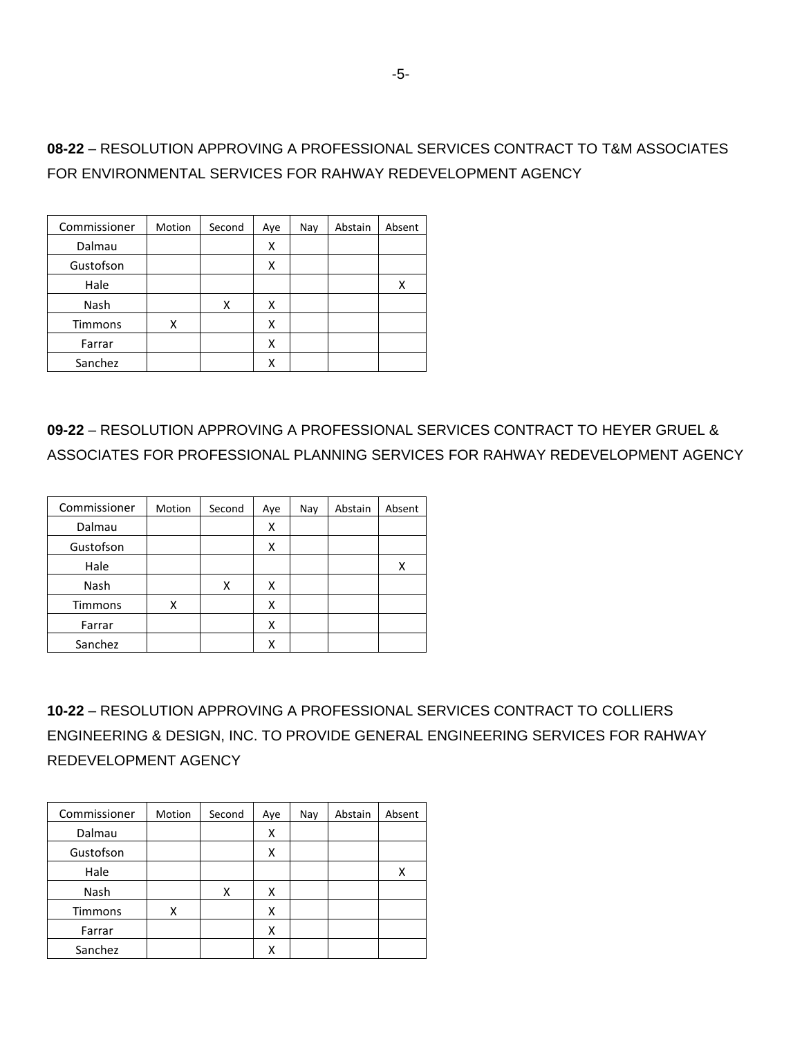**08-22** – RESOLUTION APPROVING A PROFESSIONAL SERVICES CONTRACT TO T&M ASSOCIATES FOR ENVIRONMENTAL SERVICES FOR RAHWAY REDEVELOPMENT AGENCY

| Commissioner | Motion | Second | Aye | Nay | Abstain | Absent |
|---|---|---|---|---|---|---|
| Dalmau | | | X | | | |
| Gustofson | | | X | | | |
| Hale | | | | | | X |
| Nash | | X | X | | | |
| Timmons | X | | X | | | |
| Farrar | | | X | | | |
| Sanchez | | | X | | | |

**09-22** – RESOLUTION APPROVING A PROFESSIONAL SERVICES CONTRACT TO HEYER GRUEL & ASSOCIATES FOR PROFESSIONAL PLANNING SERVICES FOR RAHWAY REDEVELOPMENT AGENCY

| Commissioner | Motion | Second | Aye | Nay | Abstain | Absent |
|---|---|---|---|---|---|---|
| Dalmau | | | X | | | |
| Gustofson | | | X | | | |
| Hale | | | | | | X |
| Nash | | X | X | | | |
| Timmons | X | | X | | | |
| Farrar | | | X | | | |
| Sanchez | | | X | | | |

**10-22** – RESOLUTION APPROVING A PROFESSIONAL SERVICES CONTRACT TO COLLIERS ENGINEERING & DESIGN, INC. TO PROVIDE GENERAL ENGINEERING SERVICES FOR RAHWAY REDEVELOPMENT AGENCY

| Commissioner | Motion | Second | Aye | Nay | Abstain | Absent |
|---|---|---|---|---|---|---|
| Dalmau | | | X | | | |
| Gustofson | | | X | | | |
| Hale | | | | | | X |
| Nash | | X | X | | | |
| Timmons | X | | X | | | |
| Farrar | | | X | | | |
| Sanchez | | | X | | | |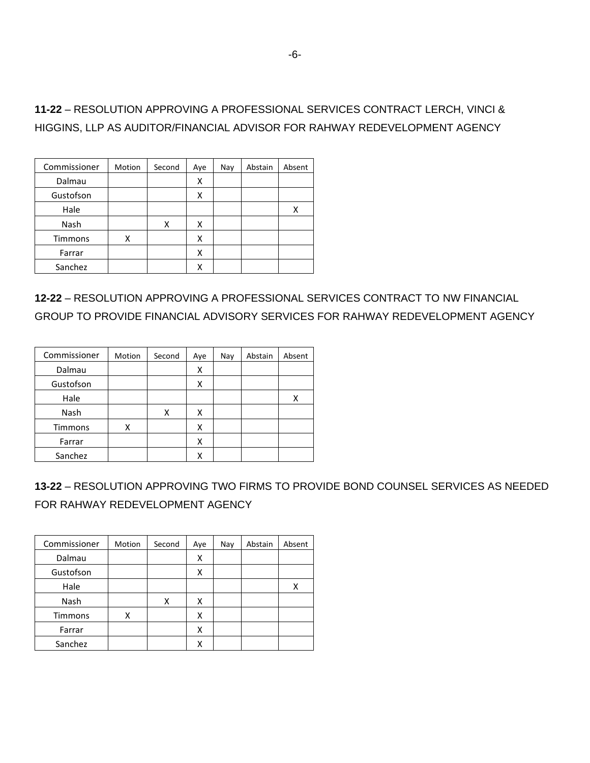**11-22** – RESOLUTION APPROVING A PROFESSIONAL SERVICES CONTRACT LERCH, VINCI & HIGGINS, LLP AS AUDITOR/FINANCIAL ADVISOR FOR RAHWAY REDEVELOPMENT AGENCY

| Commissioner | Motion | Second | Aye | Nay | Abstain | Absent |
|---|---|---|---|---|---|---|
| Dalmau | | | X | | | |
| Gustofson | | | X | | | |
| Hale | | | | | | X |
| Nash | | X | X | | | |
| Timmons | X | | X | | | |
| Farrar | | | X | | | |
| Sanchez | | | X | | | |

**12-22** – RESOLUTION APPROVING A PROFESSIONAL SERVICES CONTRACT TO NW FINANCIAL GROUP TO PROVIDE FINANCIAL ADVISORY SERVICES FOR RAHWAY REDEVELOPMENT AGENCY

| Commissioner | Motion | Second | Aye | Nay | Abstain | Absent |
|---|---|---|---|---|---|---|
| Dalmau | | | X | | | |
| Gustofson | | | X | | | |
| Hale | | | | | | X |
| Nash | | X | X | | | |
| Timmons | X | | X | | | |
| Farrar | | | X | | | |
| Sanchez | | | X | | | |

**13-22** – RESOLUTION APPROVING TWO FIRMS TO PROVIDE BOND COUNSEL SERVICES AS NEEDED FOR RAHWAY REDEVELOPMENT AGENCY

| Commissioner | Motion | Second | Aye | Nay | Abstain | Absent |
|---|---|---|---|---|---|---|
| Dalmau | | | X | | | |
| Gustofson | | | X | | | |
| Hale | | | | | | X |
| Nash | | X | X | | | |
| Timmons | X | | X | | | |
| Farrar | | | X | | | |
| Sanchez | | | X | | | |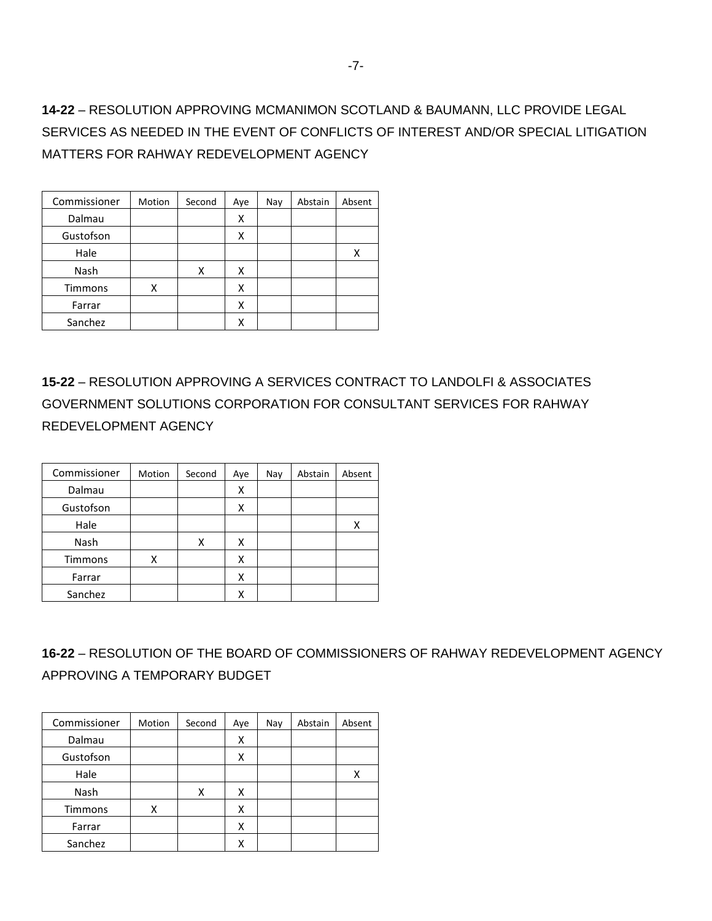**14-22** – RESOLUTION APPROVING MCMANIMON SCOTLAND & BAUMANN, LLC PROVIDE LEGAL SERVICES AS NEEDED IN THE EVENT OF CONFLICTS OF INTEREST AND/OR SPECIAL LITIGATION MATTERS FOR RAHWAY REDEVELOPMENT AGENCY

| Commissioner | Motion | Second | Aye | Nay | Abstain | Absent |
|---|---|---|---|---|---|---|
| Dalmau | | | X | | | |
| Gustofson | | | X | | | |
| Hale | | | | | | X |
| Nash | | X | X | | | |
| Timmons | X | | X | | | |
| Farrar | | | X | | | |
| Sanchez | | | X | | | |

**15-22** – RESOLUTION APPROVING A SERVICES CONTRACT TO LANDOLFI & ASSOCIATES GOVERNMENT SOLUTIONS CORPORATION FOR CONSULTANT SERVICES FOR RAHWAY REDEVELOPMENT AGENCY

| Commissioner | Motion | Second | Aye | Nay | Abstain | Absent |
|---|---|---|---|---|---|---|
| Dalmau | | | X | | | |
| Gustofson | | | X | | | |
| Hale | | | | | | X |
| Nash | | X | X | | | |
| Timmons | X | | X | | | |
| Farrar | | | X | | | |
| Sanchez | | | X | | | |

**16-22** – RESOLUTION OF THE BOARD OF COMMISSIONERS OF RAHWAY REDEVELOPMENT AGENCY APPROVING A TEMPORARY BUDGET

| Commissioner | Motion | Second | Aye | Nay | Abstain | Absent |
|---|---|---|---|---|---|---|
| Dalmau | | | X | | | |
| Gustofson | | | X | | | |
| Hale | | | | | | X |
| Nash | | X | X | | | |
| Timmons | X | | X | | | |
| Farrar | | | X | | | |
| Sanchez | | | X | | | |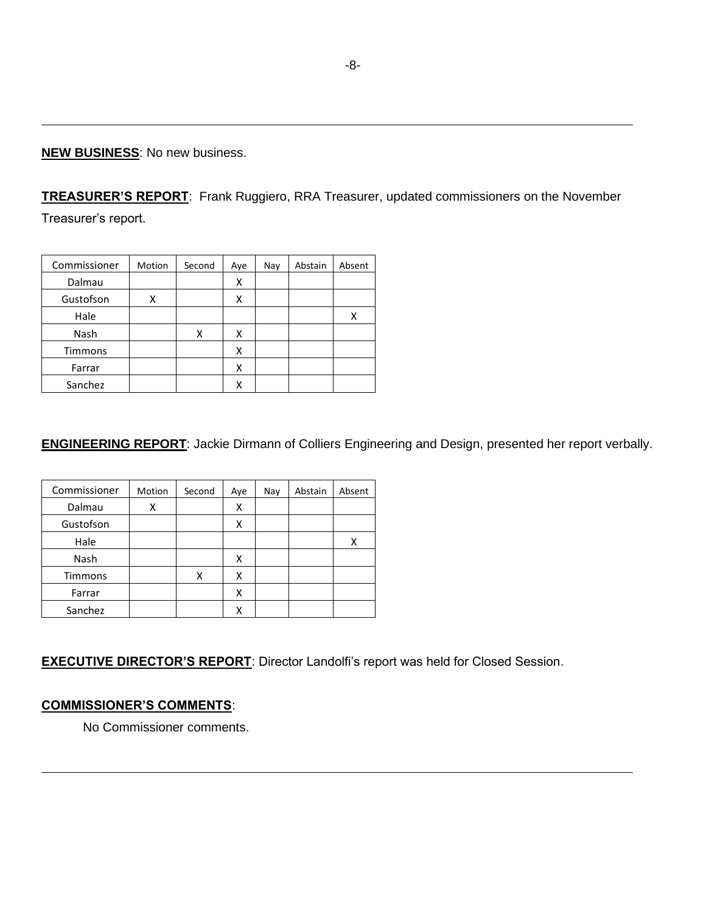**NEW BUSINESS**: No new business.

**TREASURER'S REPORT**: Frank Ruggiero, RRA Treasurer, updated commissioners on the November Treasurer's report.

| Commissioner | Motion | Second | Aye | Nay | Abstain | Absent |
|---|---|---|---|---|---|---|
| Dalmau | | | X | | | |
| Gustofson | X | | X | | | |
| Hale | | | | | | X |
| Nash | | X | X | | | |
| Timmons | | | X | | | |
| Farrar | | | X | | | |
| Sanchez | | | X | | | |

**ENGINEERING REPORT**: Jackie Dirmann of Colliers Engineering and Design, presented her report verbally.

| Commissioner | Motion | Second | Aye | Nay | Abstain | Absent |
|---|---|---|---|---|---|---|
| Dalmau | X | | X | | | |
| Gustofson | | | X | | | |
| Hale | | | | | | X |
| Nash | | | X | | | |
| Timmons | | X | X | | | |
| Farrar | | | X | | | |
| Sanchez | | | X | | | |

**EXECUTIVE DIRECTOR'S REPORT**: Director Landolfi's report was held for Closed Session.

**COMMISSIONER'S COMMENTS**:

No Commissioner comments.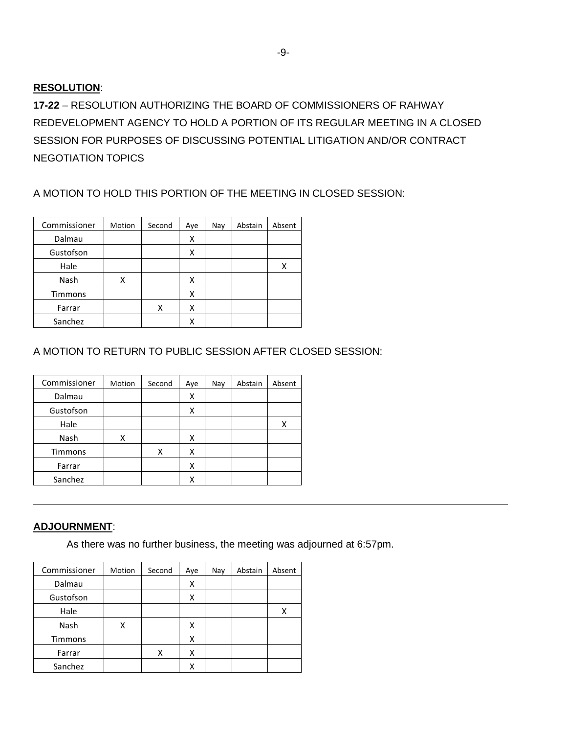**RESOLUTION**:

**17-22** – RESOLUTION AUTHORIZING THE BOARD OF COMMISSIONERS OF RAHWAY REDEVELOPMENT AGENCY TO HOLD A PORTION OF ITS REGULAR MEETING IN A CLOSED SESSION FOR PURPOSES OF DISCUSSING POTENTIAL LITIGATION AND/OR CONTRACT NEGOTIATION TOPICS

A MOTION TO HOLD THIS PORTION OF THE MEETING IN CLOSED SESSION:

| Commissioner | Motion | Second | Aye | Nay | Abstain | Absent |
|---|---|---|---|---|---|---|
| Dalmau | | | X | | | |
| Gustofson | | | X | | | |
| Hale | | | | | | X |
| Nash | X | | X | | | |
| Timmons | | | X | | | |
| Farrar | | X | X | | | |
| Sanchez | | | X | | | |

A MOTION TO RETURN TO PUBLIC SESSION AFTER CLOSED SESSION:

| Commissioner | Motion | Second | Aye | Nay | Abstain | Absent |
|---|---|---|---|---|---|---|
| Dalmau | | | X | | | |
| Gustofson | | | X | | | |
| Hale | | | | | | X |
| Nash | X | | X | | | |
| Timmons | | X | X | | | |
| Farrar | | | X | | | |
| Sanchez | | | X | | | |

---

**ADJOURNMENT**:

As there was no further business, the meeting was adjourned at 6:57pm.

| Commissioner | Motion | Second | Aye | Nay | Abstain | Absent |
|---|---|---|---|---|---|---|
| Dalmau | | | X | | | |
| Gustofson | | | X | | | |
| Hale | | | | | | X |
| Nash | X | | X | | | |
| Timmons | | | X | | | |
| Farrar | | X | X | | | |
| Sanchez | | | X | | | |